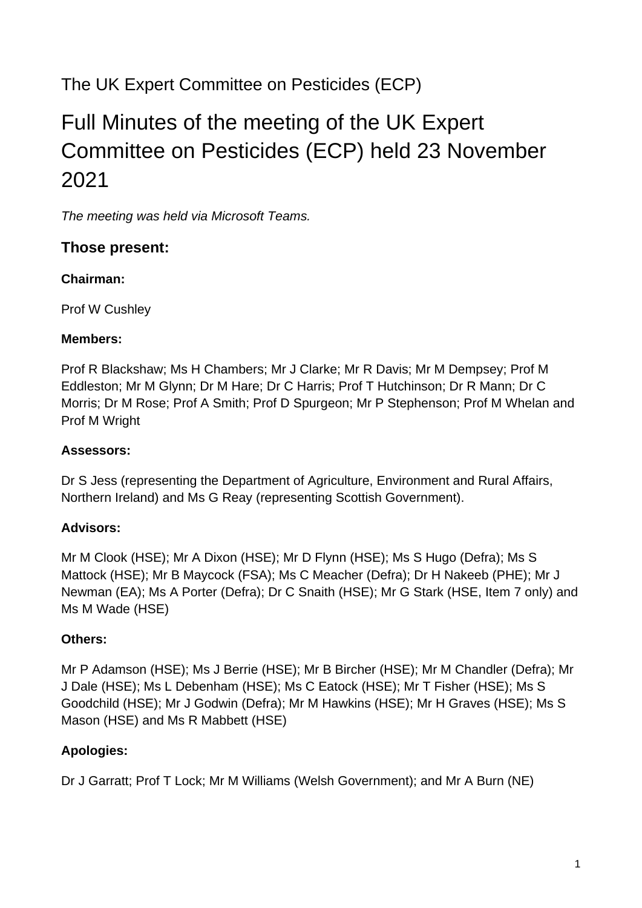The UK Expert Committee on Pesticides (ECP)

# Full Minutes of the meeting of the UK Expert Committee on Pesticides (ECP) held 23 November 2021

*The meeting was held via Microsoft Teams.*

## Those present:

**Chairman:**

Prof W Cushley

**Members:**

Prof R Blackshaw; Ms H Chambers; Mr J Clarke; Mr R Davis; Mr M Dempsey; Prof M Eddleston; Mr M Glynn; Dr M Hare; Dr C Harris; Prof T Hutchinson; Dr R Mann; Dr C Morris; Dr M Rose; Prof A Smith; Prof D Spurgeon; Mr P Stephenson; Prof M Whelan and Prof M Wright

**Assessors:**

Dr S Jess (representing the Department of Agriculture, Environment and Rural Affairs, Northern Ireland) and Ms G Reay (representing Scottish Government).

**Advisors:**

Mr M Clook (HSE); Mr A Dixon (HSE); Mr D Flynn (HSE); Ms S Hugo (Defra); Ms S Mattock (HSE); Mr B Maycock (FSA); Ms C Meacher (Defra); Dr H Nakeeb (PHE); Mr J Newman (EA); Ms A Porter (Defra); Dr C Snaith (HSE); Mr G Stark (HSE, Item 7 only) and Ms M Wade (HSE)

**Others:**

Mr P Adamson (HSE); Ms J Berrie (HSE); Mr B Bircher (HSE); Mr M Chandler (Defra); Mr J Dale (HSE); Ms L Debenham (HSE); Ms C Eatock (HSE); Mr T Fisher (HSE); Ms S Goodchild (HSE); Mr J Godwin (Defra); Mr M Hawkins (HSE); Mr H Graves (HSE); Ms S Mason (HSE) and Ms R Mabbett (HSE)

**Apologies:**

Dr J Garratt; Prof T Lock; Mr M Williams (Welsh Government); and Mr A Burn (NE)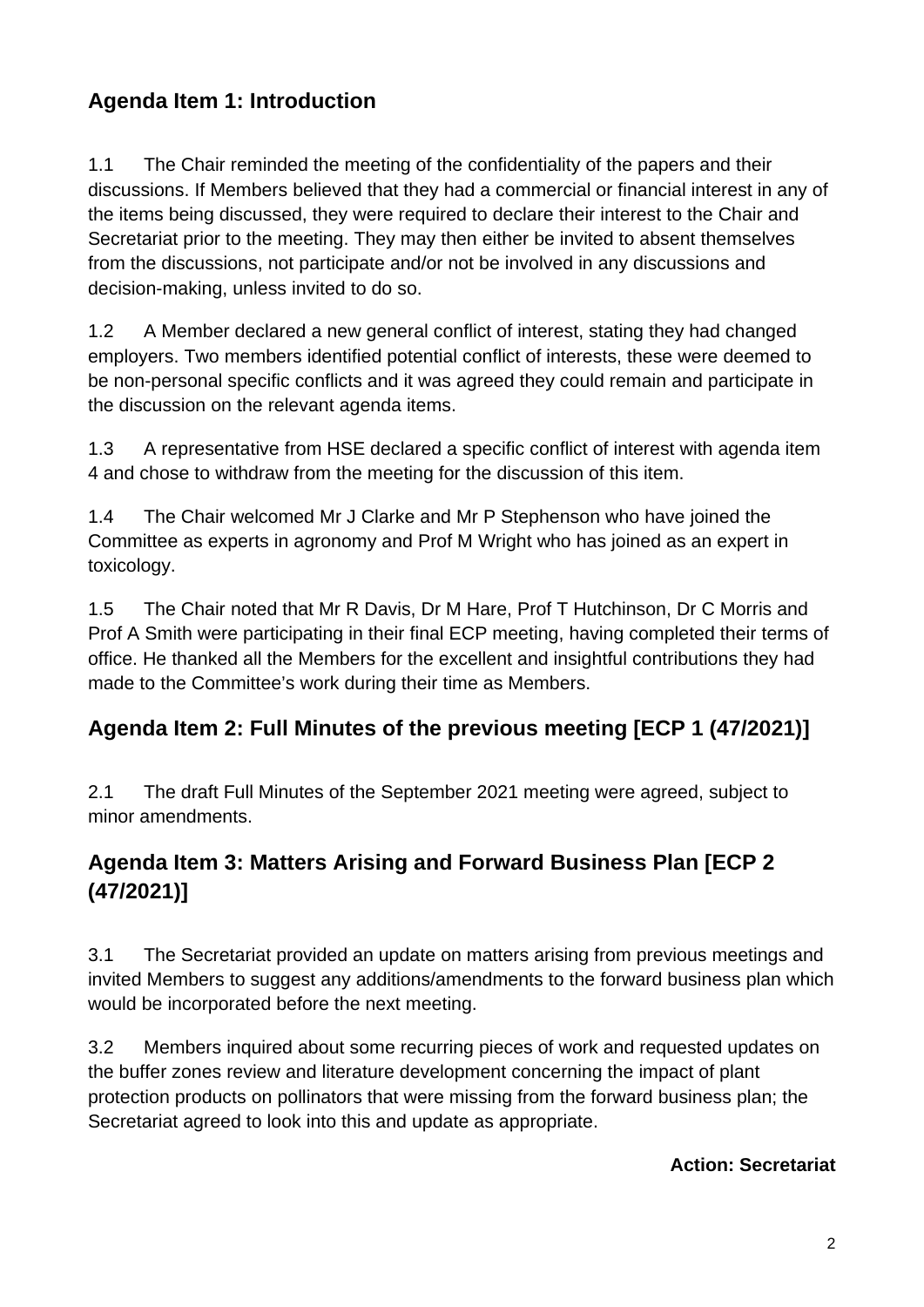## Agenda Item 1: Introduction

1.1 The Chair reminded the meeting of the confidentiality of the papers and their discussions. If Members believed that they had a commercial or financial interest in any of the items being discussed, they were required to declare their interest to the Chair and Secretariat prior to the meeting. They may then either be invited to absent themselves from the discussions, not participate and/or not be involved in any discussions and decision-making, unless invited to do so.

1.2 A Member declared a new general conflict of interest, stating they had changed employers. Two members identified potential conflict of interests, these were deemed to be non-personal specific conflicts and it was agreed they could remain and participate in the discussion on the relevant agenda items.

1.3 A representative from HSE declared a specific conflict of interest with agenda item 4 and chose to withdraw from the meeting for the discussion of this item.

1.4 The Chair welcomed Mr J Clarke and Mr P Stephenson who have joined the Committee as experts in agronomy and Prof M Wright who has joined as an expert in toxicology.

1.5 The Chair noted that Mr R Davis, Dr M Hare, Prof T Hutchinson, Dr C Morris and Prof A Smith were participating in their final ECP meeting, having completed their terms of office. He thanked all the Members for the excellent and insightful contributions they had made to the Committee's work during their time as Members.

## Agenda Item 2: Full Minutes of the previous meeting [ECP 1 (47/2021)]

2.1 The draft Full Minutes of the September 2021 meeting were agreed, subject to minor amendments.

## Agenda Item 3: Matters Arising and Forward Business Plan [ECP 2 (47/2021)]

3.1 The Secretariat provided an update on matters arising from previous meetings and invited Members to suggest any additions/amendments to the forward business plan which would be incorporated before the next meeting.

3.2 Members inquired about some recurring pieces of work and requested updates on the buffer zones review and literature development concerning the impact of plant protection products on pollinators that were missing from the forward business plan; the Secretariat agreed to look into this and update as appropriate.

**Action: Secretariat**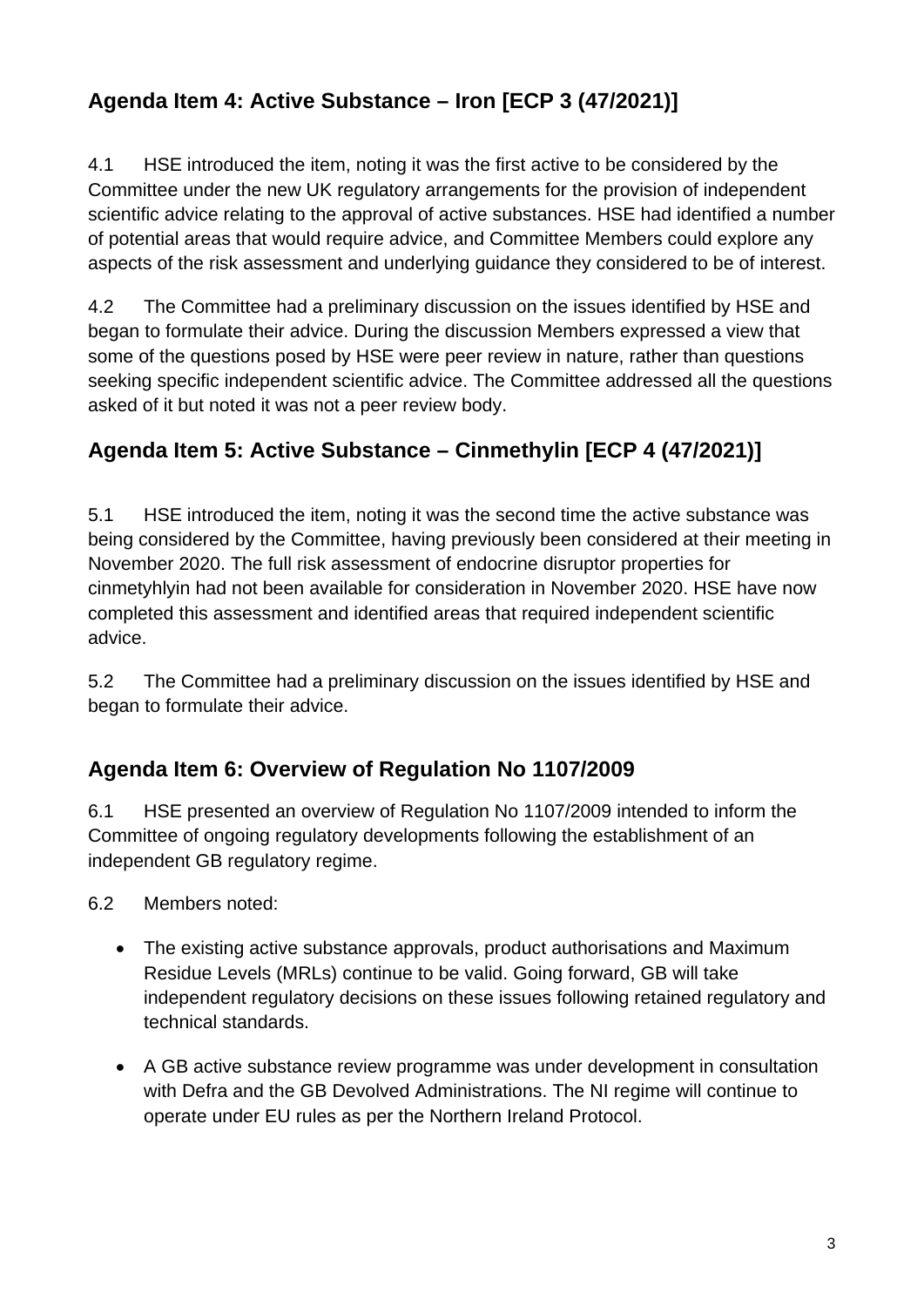## Agenda Item 4: Active Substance – Iron [ECP 3 (47/2021)]

4.1 HSE introduced the item, noting it was the first active to be considered by the Committee under the new UK regulatory arrangements for the provision of independent scientific advice relating to the approval of active substances. HSE had identified a number of potential areas that would require advice, and Committee Members could explore any aspects of the risk assessment and underlying guidance they considered to be of interest.

4.2 The Committee had a preliminary discussion on the issues identified by HSE and began to formulate their advice. During the discussion Members expressed a view that some of the questions posed by HSE were peer review in nature, rather than questions seeking specific independent scientific advice. The Committee addressed all the questions asked of it but noted it was not a peer review body.

## Agenda Item 5: Active Substance – Cinmethylin [ECP 4 (47/2021)]

5.1 HSE introduced the item, noting it was the second time the active substance was being considered by the Committee, having previously been considered at their meeting in November 2020. The full risk assessment of endocrine disruptor properties for cinmetyhlyin had not been available for consideration in November 2020. HSE have now completed this assessment and identified areas that required independent scientific advice.

5.2 The Committee had a preliminary discussion on the issues identified by HSE and began to formulate their advice.

## Agenda Item 6: Overview of Regulation No 1107/2009

6.1 HSE presented an overview of Regulation No 1107/2009 intended to inform the Committee of ongoing regulatory developments following the establishment of an independent GB regulatory regime.

6.2 Members noted:

- The existing active substance approvals, product authorisations and Maximum Residue Levels (MRLs) continue to be valid. Going forward, GB will take independent regulatory decisions on these issues following retained regulatory and technical standards.
- A GB active substance review programme was under development in consultation with Defra and the GB Devolved Administrations. The NI regime will continue to operate under EU rules as per the Northern Ireland Protocol.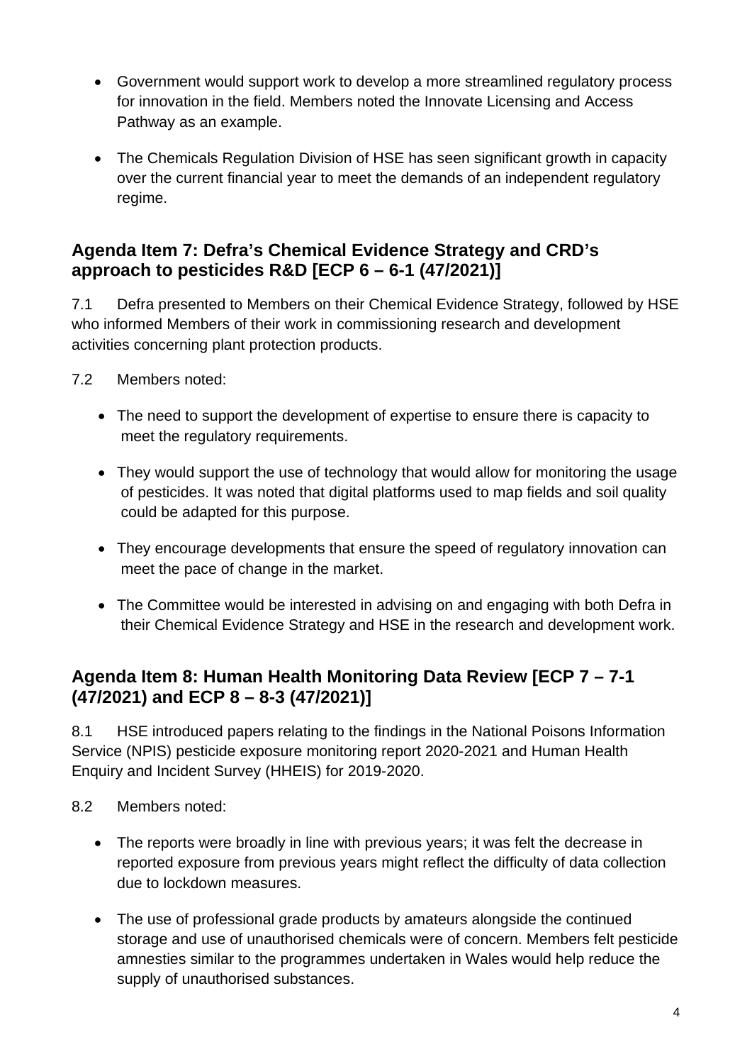- Government would support work to develop a more streamlined regulatory process for innovation in the field. Members noted the Innovate Licensing and Access Pathway as an example.
- The Chemicals Regulation Division of HSE has seen significant growth in capacity over the current financial year to meet the demands of an independent regulatory regime.

## Agenda Item 7: Defra's Chemical Evidence Strategy and CRD's approach to pesticides R&D [ECP 6 – 6-1 (47/2021)]

7.1 Defra presented to Members on their Chemical Evidence Strategy, followed by HSE who informed Members of their work in commissioning research and development activities concerning plant protection products.

7.2 Members noted:

- The need to support the development of expertise to ensure there is capacity to meet the regulatory requirements.
- They would support the use of technology that would allow for monitoring the usage of pesticides. It was noted that digital platforms used to map fields and soil quality could be adapted for this purpose.
- They encourage developments that ensure the speed of regulatory innovation can meet the pace of change in the market.
- The Committee would be interested in advising on and engaging with both Defra in their Chemical Evidence Strategy and HSE in the research and development work.

## Agenda Item 8: Human Health Monitoring Data Review [ECP 7 – 7-1 (47/2021) and ECP 8 – 8-3 (47/2021)]

8.1 HSE introduced papers relating to the findings in the National Poisons Information Service (NPIS) pesticide exposure monitoring report 2020-2021 and Human Health Enquiry and Incident Survey (HHEIS) for 2019-2020.

8.2 Members noted:

- The reports were broadly in line with previous years; it was felt the decrease in reported exposure from previous years might reflect the difficulty of data collection due to lockdown measures.
- The use of professional grade products by amateurs alongside the continued storage and use of unauthorised chemicals were of concern. Members felt pesticide amnesties similar to the programmes undertaken in Wales would help reduce the supply of unauthorised substances.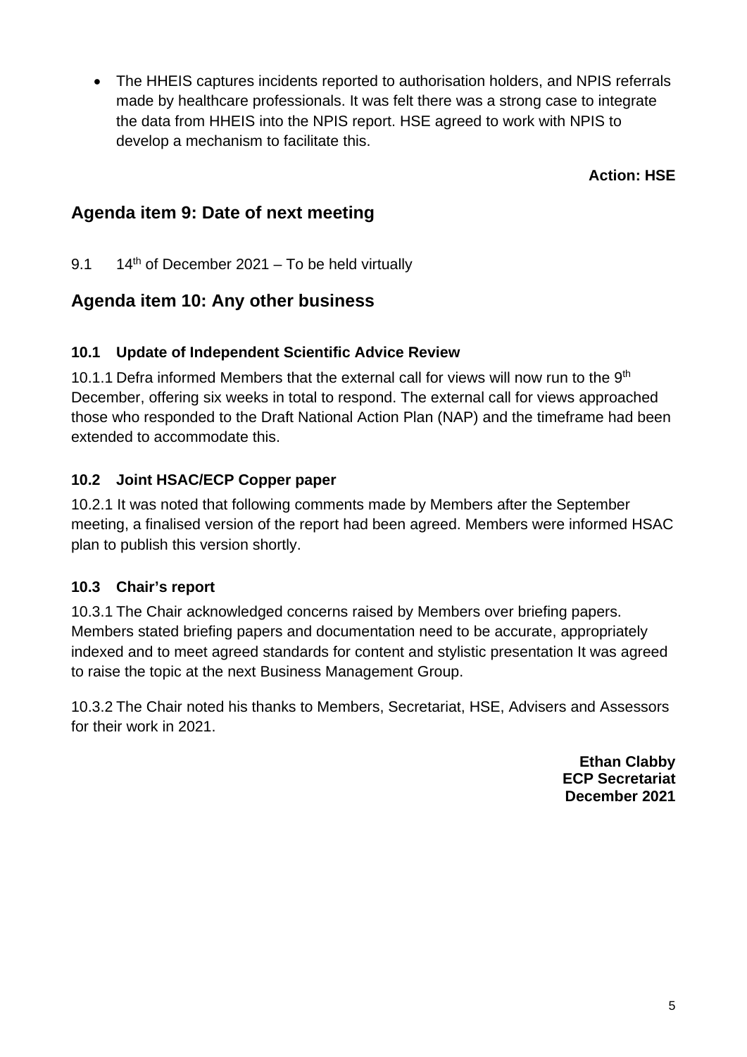- The HHEIS captures incidents reported to authorisation holders, and NPIS referrals made by healthcare professionals. It was felt there was a strong case to integrate the data from HHEIS into the NPIS report. HSE agreed to work with NPIS to develop a mechanism to facilitate this.

**Action: HSE**

## Agenda item 9: Date of next meeting

9.1 14th of December 2021 – To be held virtually

## Agenda item 10: Any other business

### 10.1 Update of Independent Scientific Advice Review

10.1.1 Defra informed Members that the external call for views will now run to the 9th December, offering six weeks in total to respond. The external call for views approached those who responded to the Draft National Action Plan (NAP) and the timeframe had been extended to accommodate this.

### 10.2 Joint HSAC/ECP Copper paper

10.2.1 It was noted that following comments made by Members after the September meeting, a finalised version of the report had been agreed. Members were informed HSAC plan to publish this version shortly.

### 10.3 Chair's report

10.3.1 The Chair acknowledged concerns raised by Members over briefing papers. Members stated briefing papers and documentation need to be accurate, appropriately indexed and to meet agreed standards for content and stylistic presentation It was agreed to raise the topic at the next Business Management Group.

10.3.2 The Chair noted his thanks to Members, Secretariat, HSE, Advisers and Assessors for their work in 2021.

**Ethan Clabby**
**ECP Secretariat**
**December 2021**